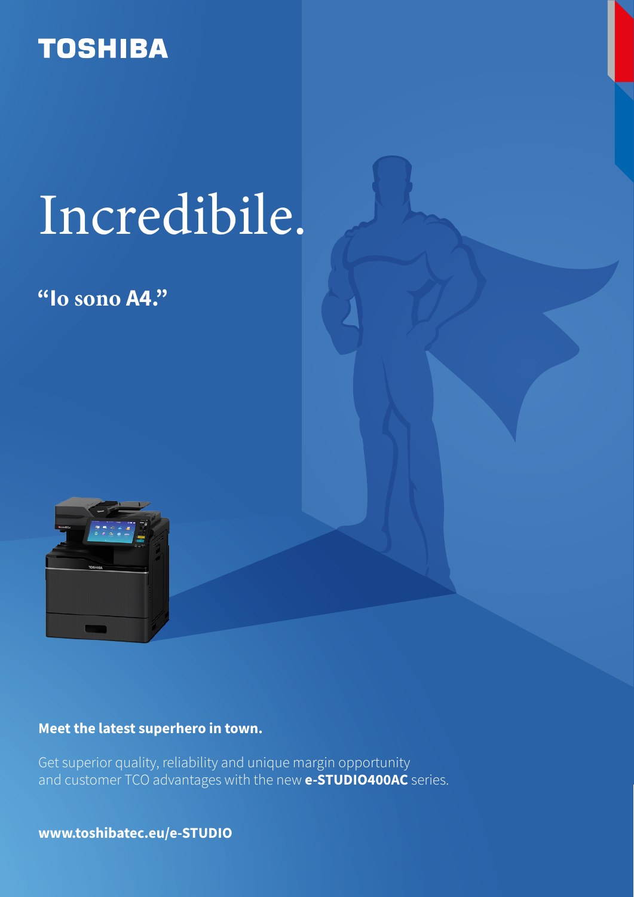TOSHIBA

# Incredibile.

**“Io sono A4.”**

**Meet the latest superhero in town.**

Get superior quality, reliability and unique margin opportunity and customer TCO advantages with the new **e-STUDIO400AC** series.

**www.toshibatec.eu/e-STUDIO**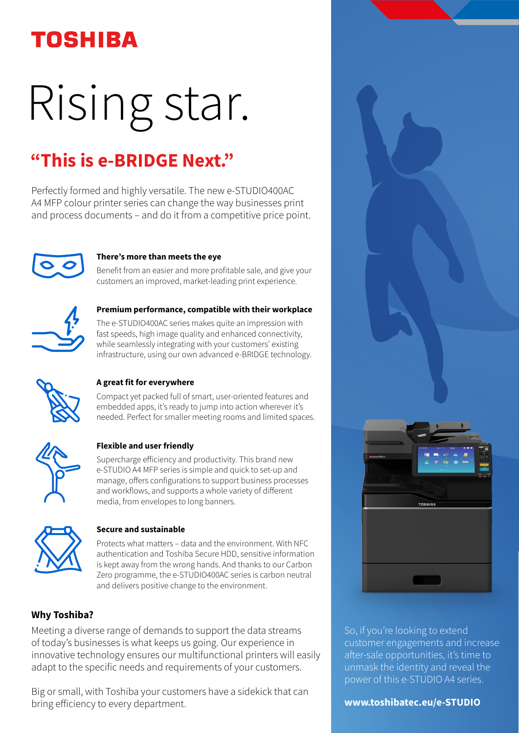# TOSHIBA

# Rising star.

## "This is e-BRIDGE Next."

Perfectly formed and highly versatile. The new e-STUDIO400AC A4 MFP colour printer series can change the way businesses print and process documents – and do it from a competitive price point.

### There's more than meets the eye

Benefit from an easier and more profitable sale, and give your customers an improved, market-leading print experience.

### Premium performance, compatible with their workplace

The e-STUDIO400AC series makes quite an impression with fast speeds, high image quality and enhanced connectivity, while seamlessly integrating with your customers' existing infrastructure, using our own advanced e-BRIDGE technology.

### A great fit for everywhere

Compact yet packed full of smart, user-oriented features and embedded apps, it's ready to jump into action wherever it's needed. Perfect for smaller meeting rooms and limited spaces.

### Flexible and user friendly

Supercharge efficiency and productivity. This brand new e-STUDIO A4 MFP series is simple and quick to set-up and manage, offers configurations to support business processes and workflows, and supports a whole variety of different media, from envelopes to long banners.

### Secure and sustainable

Protects what matters – data and the environment. With NFC authentication and Toshiba Secure HDD, sensitive information is kept away from the wrong hands. And thanks to our Carbon Zero programme, the e-STUDIO400AC series is carbon neutral and delivers positive change to the environment.

### Why Toshiba?

Meeting a diverse range of demands to support the data streams of today's businesses is what keeps us going. Our experience in innovative technology ensures our multifunctional printers will easily adapt to the specific needs and requirements of your customers.

Big or small, with Toshiba your customers have a sidekick that can bring efficiency to every department.

So, if you're looking to extend customer engagements and increase after-sale opportunities, it's time to unmask the identity and reveal the power of this e-STUDIO A4 series.

**www.toshibatec.eu/e-STUDIO**